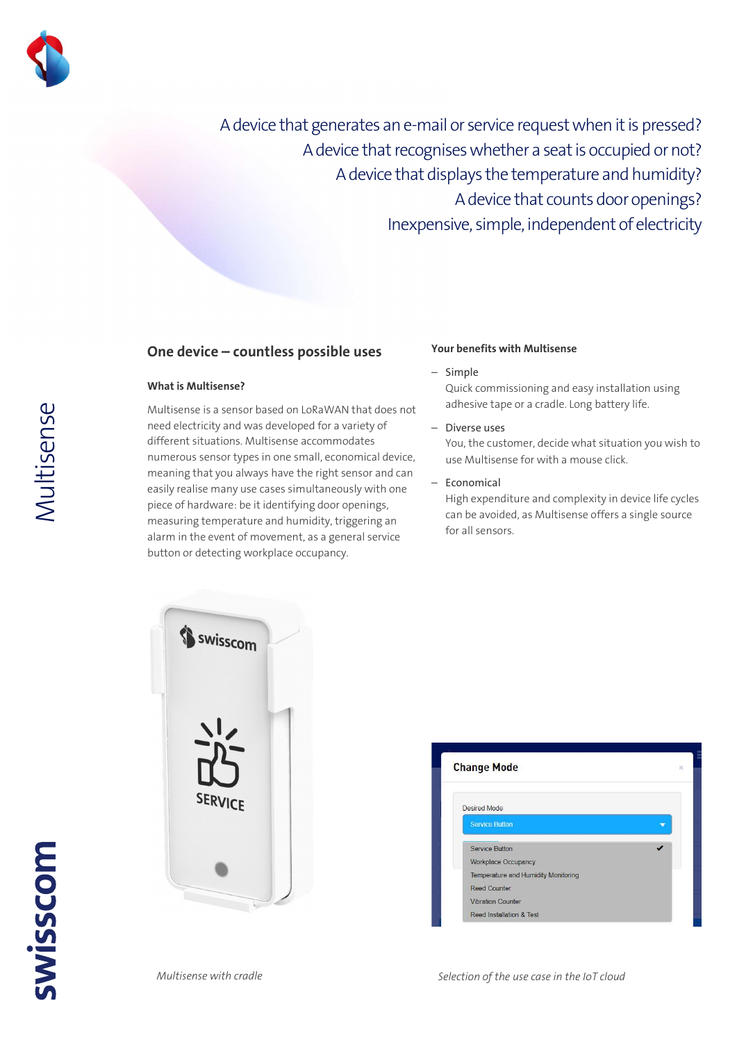A device that generates an e-mail or service request when it is pressed?
A device that recognises whether a seat is occupied or not?
A device that displays the temperature and humidity?
A device that counts door openings?
Inexpensive, simple, independent of electricity

# Multisense

## One device – countless possible uses

### What is Multisense?

Multisense is a sensor based on LoRaWAN that does not need electricity and was developed for a variety of different situations. Multisense accommodates numerous sensor types in one small, economical device, meaning that you always have the right sensor and can easily realise many use cases simultaneously with one piece of hardware: be it identifying door openings, measuring temperature and humidity, triggering an alarm in the event of movement, as a general service button or detecting workplace occupancy.

### Your benefits with Multisense

- Simple
  Quick commissioning and easy installation using adhesive tape or a cradle. Long battery life.
- Diverse uses
  You, the customer, decide what situation you wish to use Multisense for with a mouse click.
- Economical
  High expenditure and complexity in device life cycles can be avoided, as Multisense offers a single source for all sensors.

*Multisense with cradle*

*Selection of the use case in the IoT cloud*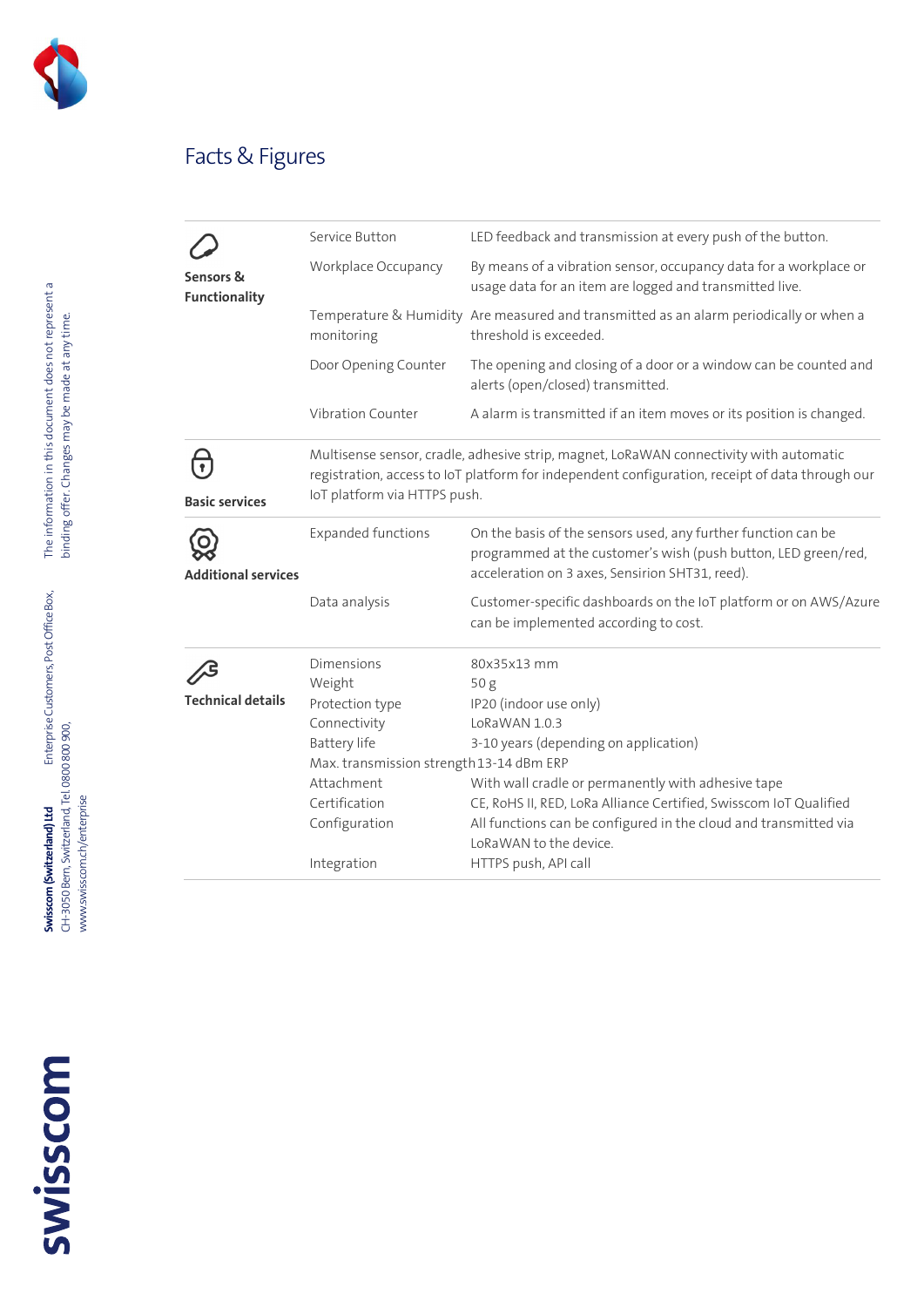# Facts & Figures

| | | |
|---|---|---|
| **Sensors & Functionality** | Service Button | LED feedback and transmission at every push of the button. |
| | Workplace Occupancy | By means of a vibration sensor, occupancy data for a workplace or usage data for an item are logged and transmitted live. |
| | Temperature & Humidity monitoring | Are measured and transmitted as an alarm periodically or when a threshold is exceeded. |
| | Door Opening Counter | The opening and closing of a door or a window can be counted and alerts (open/closed) transmitted. |
| | Vibration Counter | A alarm is transmitted if an item moves or its position is changed. |
| **Basic services** | Multisense sensor, cradle, adhesive strip, magnet, LoRaWAN connectivity with automatic registration, access to IoT platform for independent configuration, receipt of data through our IoT platform via HTTPS push. | |
| **Additional services** | Expanded functions | On the basis of the sensors used, any further function can be programmed at the customer's wish (push button, LED green/red, acceleration on 3 axes, Sensirion SHT31, reed). |
| | Data analysis | Customer-specific dashboards on the IoT platform or on AWS/Azure can be implemented according to cost. |
| **Technical details** | Dimensions | 80x35x13 mm |
| | Weight | 50 g |
| | Protection type | IP20 (indoor use only) |
| | Connectivity | LoRaWAN 1.0.3 |
| | Battery life | 3-10 years (depending on application) |
| | Max. transmission strength | 13-14 dBm ERP |
| | Attachment | With wall cradle or permanently with adhesive tape |
| | Certification | CE, RoHS II, RED, LoRa Alliance Certified, Swisscom IoT Qualified |
| | Configuration | All functions can be configured in the cloud and transmitted via LoRaWAN to the device. |
| | Integration | HTTPS push, API call |

The information in this document does not represent a binding offer. Changes may be made at any time.

**Swisscom (Switzerland) Ltd** Enterprise Customers, Post Office Box, CH-3050 Bern, Switzerland, Tel. 0800 800 900, www.swisscom.ch/enterprise